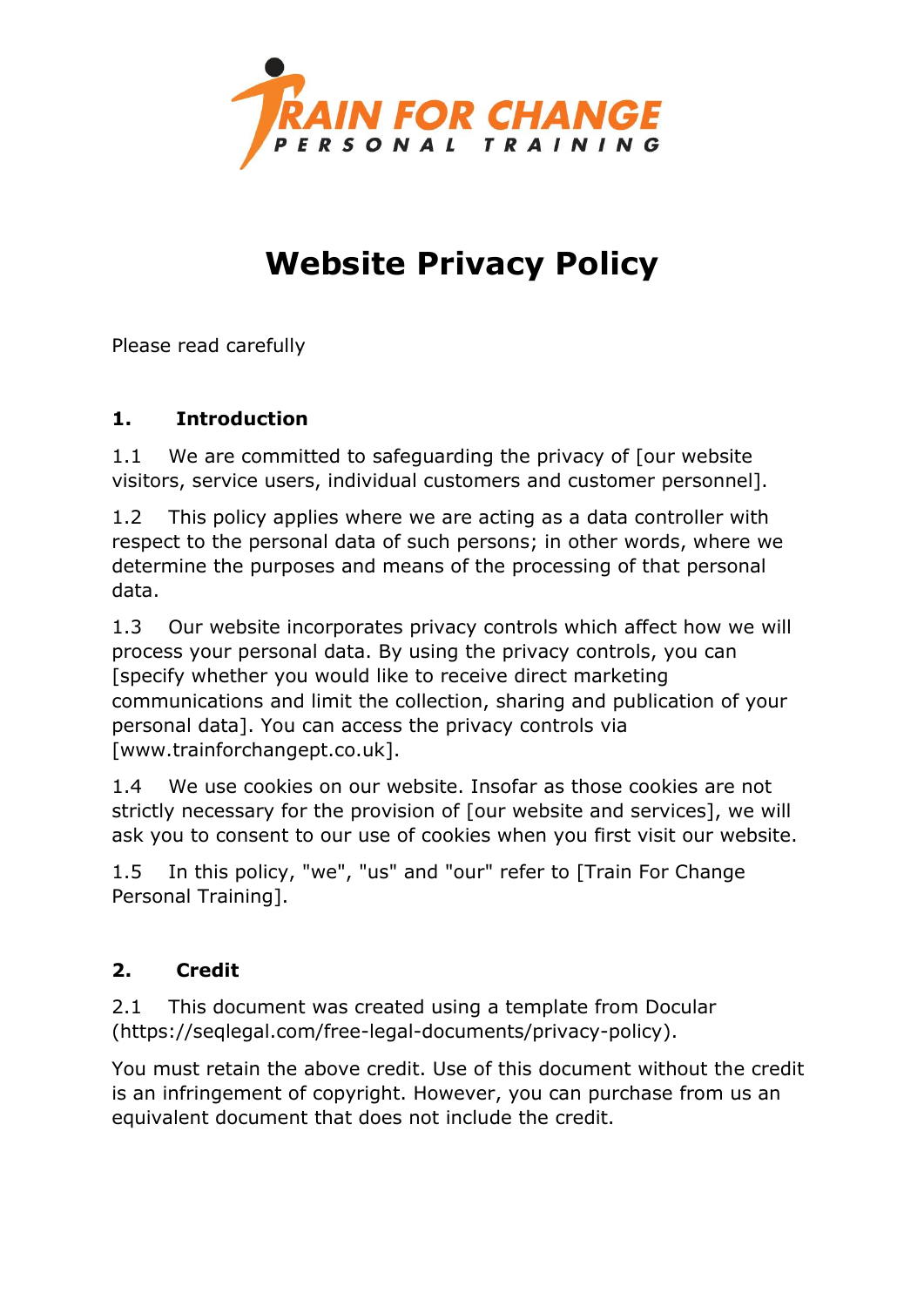TRAIN FOR CHANGE
PERSONAL TRAINING

# Website Privacy Policy

Please read carefully

## 1. Introduction

1.1 We are committed to safeguarding the privacy of [our website visitors, service users, individual customers and customer personnel].

1.2 This policy applies where we are acting as a data controller with respect to the personal data of such persons; in other words, where we determine the purposes and means of the processing of that personal data.

1.3 Our website incorporates privacy controls which affect how we will process your personal data. By using the privacy controls, you can [specify whether you would like to receive direct marketing communications and limit the collection, sharing and publication of your personal data]. You can access the privacy controls via [www.trainforchangept.co.uk].

1.4 We use cookies on our website. Insofar as those cookies are not strictly necessary for the provision of [our website and services], we will ask you to consent to our use of cookies when you first visit our website.

1.5 In this policy, "we", "us" and "our" refer to [Train For Change Personal Training].

## 2. Credit

2.1 This document was created using a template from Docular (https://seqlegal.com/free-legal-documents/privacy-policy).

You must retain the above credit. Use of this document without the credit is an infringement of copyright. However, you can purchase from us an equivalent document that does not include the credit.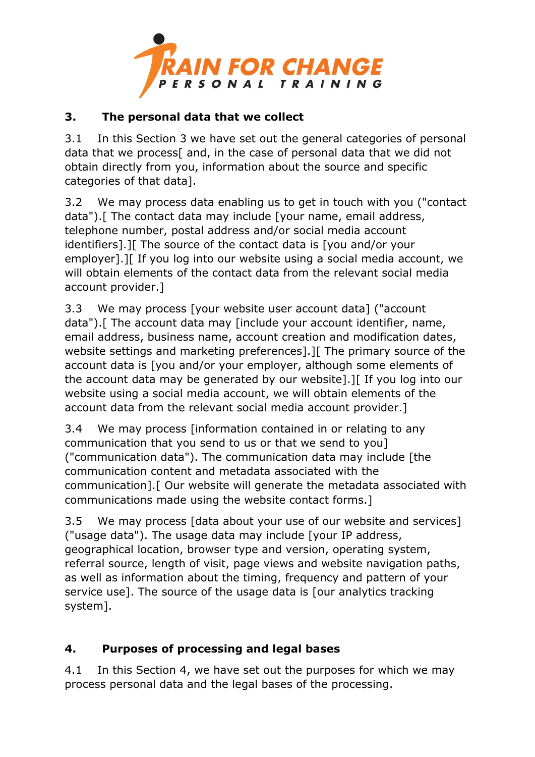## 3. The personal data that we collect

3.1 In this Section 3 we have set out the general categories of personal data that we process[ and, in the case of personal data that we did not obtain directly from you, information about the source and specific categories of that data].

3.2 We may process data enabling us to get in touch with you ("contact data").[ The contact data may include [your name, email address, telephone number, postal address and/or social media account identifiers].][ The source of the contact data is [you and/or your employer].][ If you log into our website using a social media account, we will obtain elements of the contact data from the relevant social media account provider.]

3.3 We may process [your website user account data] ("account data").[ The account data may [include your account identifier, name, email address, business name, account creation and modification dates, website settings and marketing preferences].][ The primary source of the account data is [you and/or your employer, although some elements of the account data may be generated by our website].][ If you log into our website using a social media account, we will obtain elements of the account data from the relevant social media account provider.]

3.4 We may process [information contained in or relating to any communication that you send to us or that we send to you] ("communication data"). The communication data may include [the communication content and metadata associated with the communication].[ Our website will generate the metadata associated with communications made using the website contact forms.]

3.5 We may process [data about your use of our website and services] ("usage data"). The usage data may include [your IP address, geographical location, browser type and version, operating system, referral source, length of visit, page views and website navigation paths, as well as information about the timing, frequency and pattern of your service use]. The source of the usage data is [our analytics tracking system].

## 4. Purposes of processing and legal bases

4.1 In this Section 4, we have set out the purposes for which we may process personal data and the legal bases of the processing.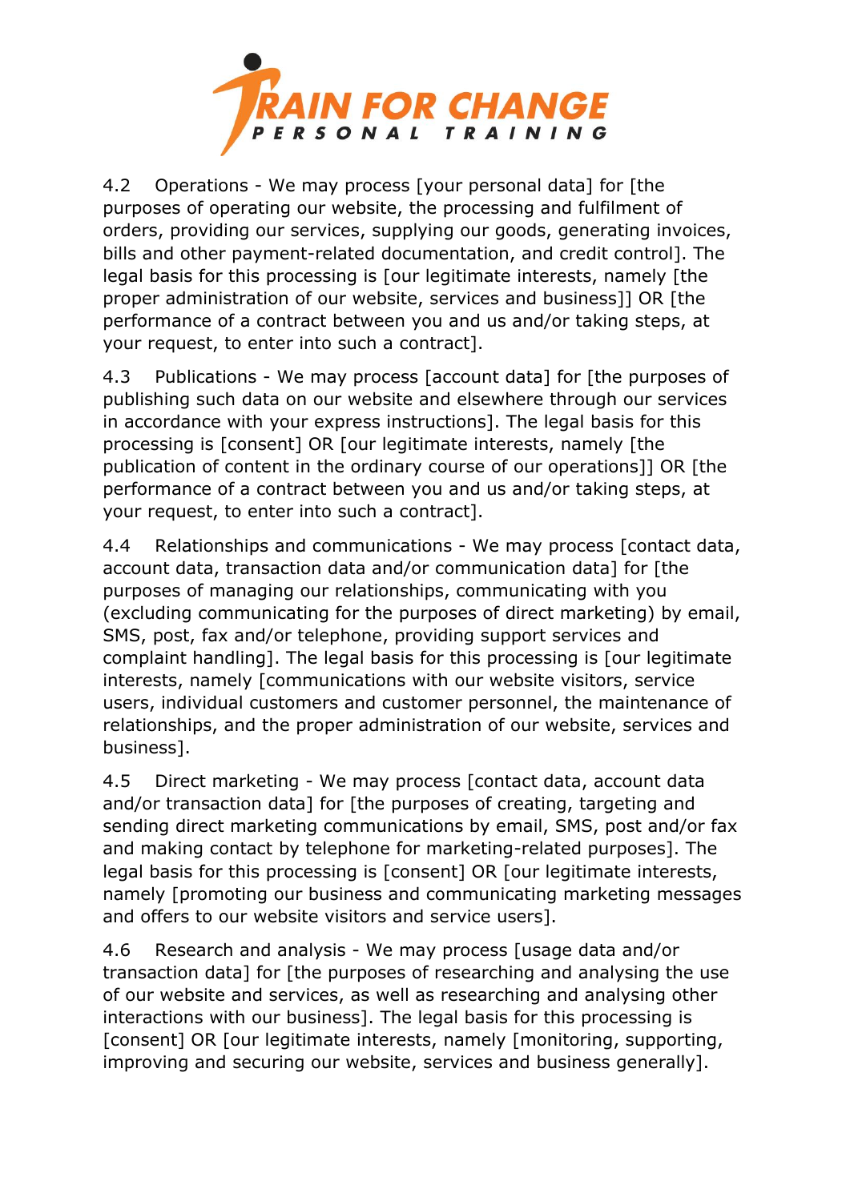4.2 Operations - We may process [your personal data] for [the purposes of operating our website, the processing and fulfilment of orders, providing our services, supplying our goods, generating invoices, bills and other payment-related documentation, and credit control]. The legal basis for this processing is [our legitimate interests, namely [the proper administration of our website, services and business]] OR [the performance of a contract between you and us and/or taking steps, at your request, to enter into such a contract].

4.3 Publications - We may process [account data] for [the purposes of publishing such data on our website and elsewhere through our services in accordance with your express instructions]. The legal basis for this processing is [consent] OR [our legitimate interests, namely [the publication of content in the ordinary course of our operations]] OR [the performance of a contract between you and us and/or taking steps, at your request, to enter into such a contract].

4.4 Relationships and communications - We may process [contact data, account data, transaction data and/or communication data] for [the purposes of managing our relationships, communicating with you (excluding communicating for the purposes of direct marketing) by email, SMS, post, fax and/or telephone, providing support services and complaint handling]. The legal basis for this processing is [our legitimate interests, namely [communications with our website visitors, service users, individual customers and customer personnel, the maintenance of relationships, and the proper administration of our website, services and business].

4.5 Direct marketing - We may process [contact data, account data and/or transaction data] for [the purposes of creating, targeting and sending direct marketing communications by email, SMS, post and/or fax and making contact by telephone for marketing-related purposes]. The legal basis for this processing is [consent] OR [our legitimate interests, namely [promoting our business and communicating marketing messages and offers to our website visitors and service users].

4.6 Research and analysis - We may process [usage data and/or transaction data] for [the purposes of researching and analysing the use of our website and services, as well as researching and analysing other interactions with our business]. The legal basis for this processing is [consent] OR [our legitimate interests, namely [monitoring, supporting, improving and securing our website, services and business generally].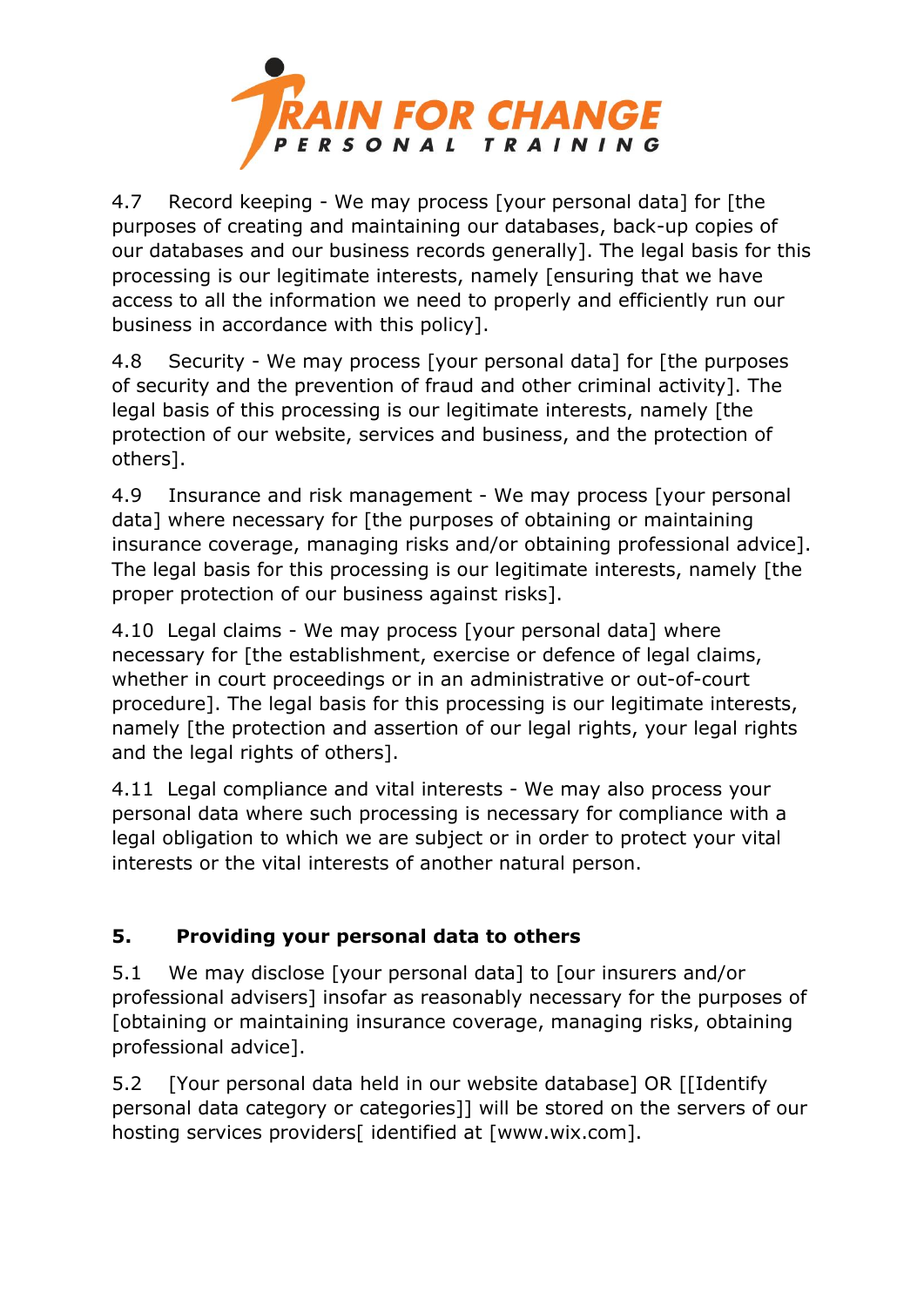4.7 Record keeping - We may process [your personal data] for [the purposes of creating and maintaining our databases, back-up copies of our databases and our business records generally]. The legal basis for this processing is our legitimate interests, namely [ensuring that we have access to all the information we need to properly and efficiently run our business in accordance with this policy].

4.8 Security - We may process [your personal data] for [the purposes of security and the prevention of fraud and other criminal activity]. The legal basis of this processing is our legitimate interests, namely [the protection of our website, services and business, and the protection of others].

4.9 Insurance and risk management - We may process [your personal data] where necessary for [the purposes of obtaining or maintaining insurance coverage, managing risks and/or obtaining professional advice]. The legal basis for this processing is our legitimate interests, namely [the proper protection of our business against risks].

4.10 Legal claims - We may process [your personal data] where necessary for [the establishment, exercise or defence of legal claims, whether in court proceedings or in an administrative or out-of-court procedure]. The legal basis for this processing is our legitimate interests, namely [the protection and assertion of our legal rights, your legal rights and the legal rights of others].

4.11 Legal compliance and vital interests - We may also process your personal data where such processing is necessary for compliance with a legal obligation to which we are subject or in order to protect your vital interests or the vital interests of another natural person.

## 5. Providing your personal data to others

5.1 We may disclose [your personal data] to [our insurers and/or professional advisers] insofar as reasonably necessary for the purposes of [obtaining or maintaining insurance coverage, managing risks, obtaining professional advice].

5.2 [Your personal data held in our website database] OR [[Identify personal data category or categories]] will be stored on the servers of our hosting services providers[ identified at [www.wix.com].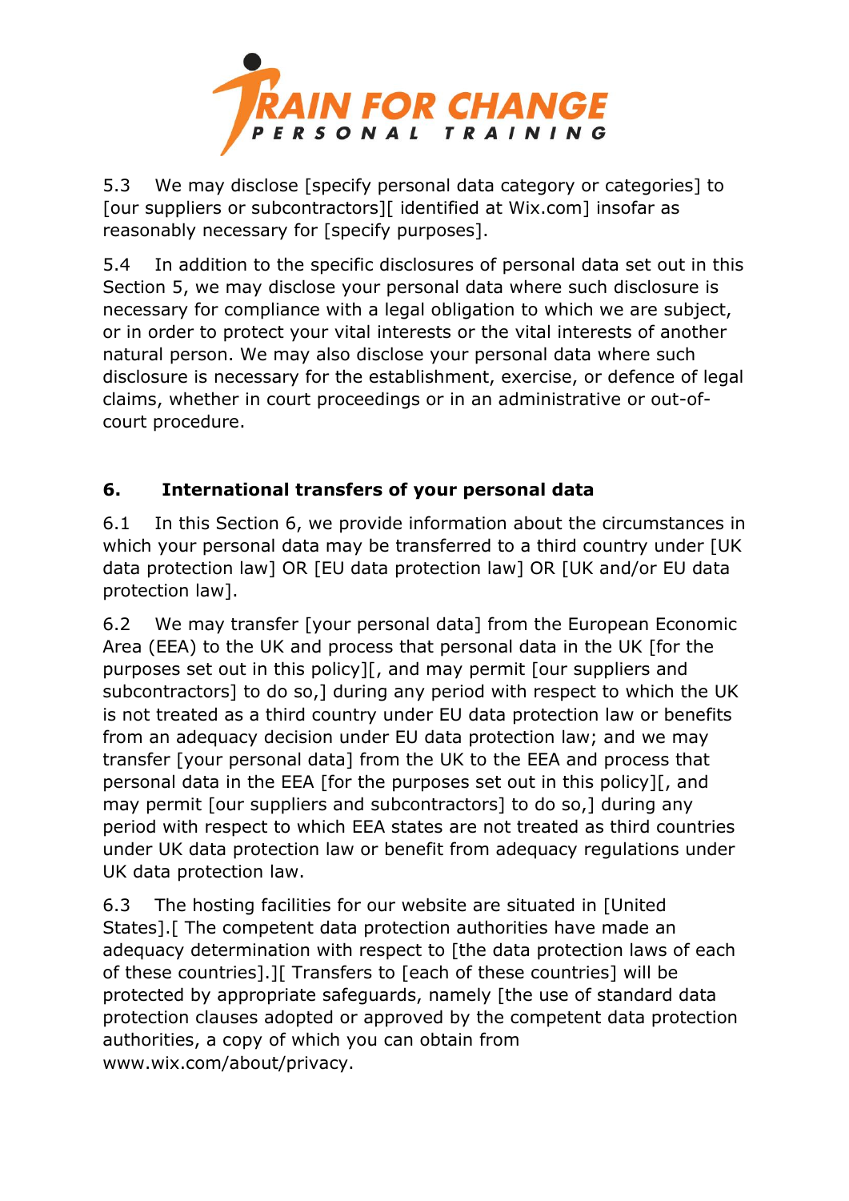5.3 We may disclose [specify personal data category or categories] to [our suppliers or subcontractors][ identified at Wix.com] insofar as reasonably necessary for [specify purposes].

5.4 In addition to the specific disclosures of personal data set out in this Section 5, we may disclose your personal data where such disclosure is necessary for compliance with a legal obligation to which we are subject, or in order to protect your vital interests or the vital interests of another natural person. We may also disclose your personal data where such disclosure is necessary for the establishment, exercise, or defence of legal claims, whether in court proceedings or in an administrative or out-of-court procedure.

## 6. International transfers of your personal data

6.1 In this Section 6, we provide information about the circumstances in which your personal data may be transferred to a third country under [UK data protection law] OR [EU data protection law] OR [UK and/or EU data protection law].

6.2 We may transfer [your personal data] from the European Economic Area (EEA) to the UK and process that personal data in the UK [for the purposes set out in this policy][, and may permit [our suppliers and subcontractors] to do so,] during any period with respect to which the UK is not treated as a third country under EU data protection law or benefits from an adequacy decision under EU data protection law; and we may transfer [your personal data] from the UK to the EEA and process that personal data in the EEA [for the purposes set out in this policy][, and may permit [our suppliers and subcontractors] to do so,] during any period with respect to which EEA states are not treated as third countries under UK data protection law or benefit from adequacy regulations under UK data protection law.

6.3 The hosting facilities for our website are situated in [United States].[ The competent data protection authorities have made an adequacy determination with respect to [the data protection laws of each of these countries].][ Transfers to [each of these countries] will be protected by appropriate safeguards, namely [the use of standard data protection clauses adopted or approved by the competent data protection authorities, a copy of which you can obtain from www.wix.com/about/privacy.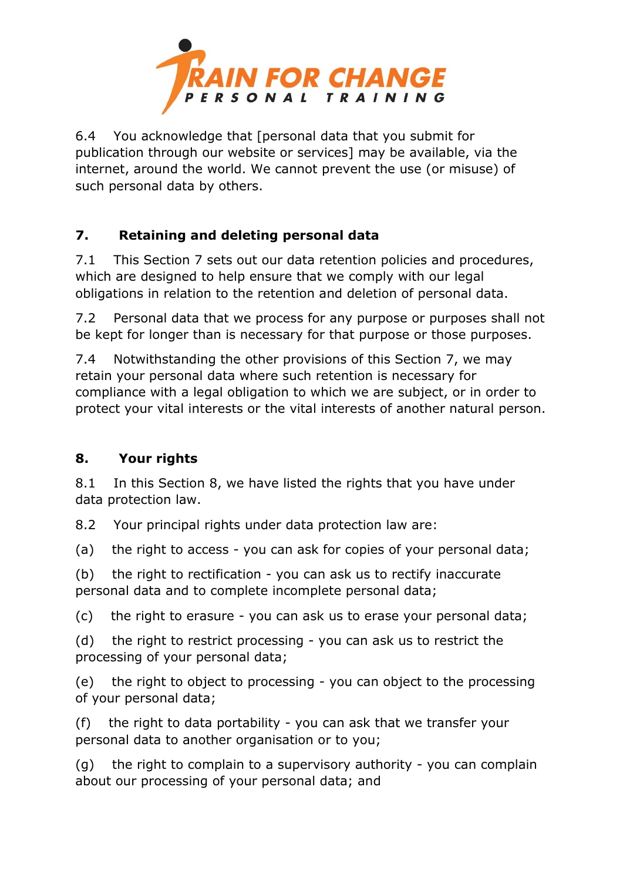6.4 You acknowledge that [personal data that you submit for publication through our website or services] may be available, via the internet, around the world. We cannot prevent the use (or misuse) of such personal data by others.

## 7. Retaining and deleting personal data

7.1 This Section 7 sets out our data retention policies and procedures, which are designed to help ensure that we comply with our legal obligations in relation to the retention and deletion of personal data.

7.2 Personal data that we process for any purpose or purposes shall not be kept for longer than is necessary for that purpose or those purposes.

7.4 Notwithstanding the other provisions of this Section 7, we may retain your personal data where such retention is necessary for compliance with a legal obligation to which we are subject, or in order to protect your vital interests or the vital interests of another natural person.

## 8. Your rights

8.1 In this Section 8, we have listed the rights that you have under data protection law.

8.2 Your principal rights under data protection law are:

(a) the right to access - you can ask for copies of your personal data;

(b) the right to rectification - you can ask us to rectify inaccurate personal data and to complete incomplete personal data;

(c) the right to erasure - you can ask us to erase your personal data;

(d) the right to restrict processing - you can ask us to restrict the processing of your personal data;

(e) the right to object to processing - you can object to the processing of your personal data;

(f) the right to data portability - you can ask that we transfer your personal data to another organisation or to you;

(g) the right to complain to a supervisory authority - you can complain about our processing of your personal data; and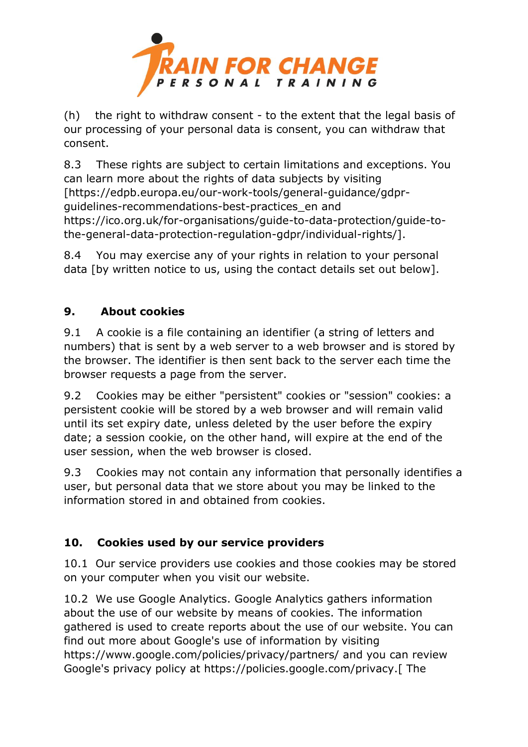(h) the right to withdraw consent - to the extent that the legal basis of our processing of your personal data is consent, you can withdraw that consent.

8.3 These rights are subject to certain limitations and exceptions. You can learn more about the rights of data subjects by visiting [https://edpb.europa.eu/our-work-tools/general-guidance/gdpr-guidelines-recommendations-best-practices_en and https://ico.org.uk/for-organisations/guide-to-data-protection/guide-to-the-general-data-protection-regulation-gdpr/individual-rights/].

8.4 You may exercise any of your rights in relation to your personal data [by written notice to us, using the contact details set out below].

## 9. About cookies

9.1 A cookie is a file containing an identifier (a string of letters and numbers) that is sent by a web server to a web browser and is stored by the browser. The identifier is then sent back to the server each time the browser requests a page from the server.

9.2 Cookies may be either "persistent" cookies or "session" cookies: a persistent cookie will be stored by a web browser and will remain valid until its set expiry date, unless deleted by the user before the expiry date; a session cookie, on the other hand, will expire at the end of the user session, when the web browser is closed.

9.3 Cookies may not contain any information that personally identifies a user, but personal data that we store about you may be linked to the information stored in and obtained from cookies.

## 10. Cookies used by our service providers

10.1 Our service providers use cookies and those cookies may be stored on your computer when you visit our website.

10.2 We use Google Analytics. Google Analytics gathers information about the use of our website by means of cookies. The information gathered is used to create reports about the use of our website. You can find out more about Google's use of information by visiting https://www.google.com/policies/privacy/partners/ and you can review Google's privacy policy at https://policies.google.com/privacy.[ The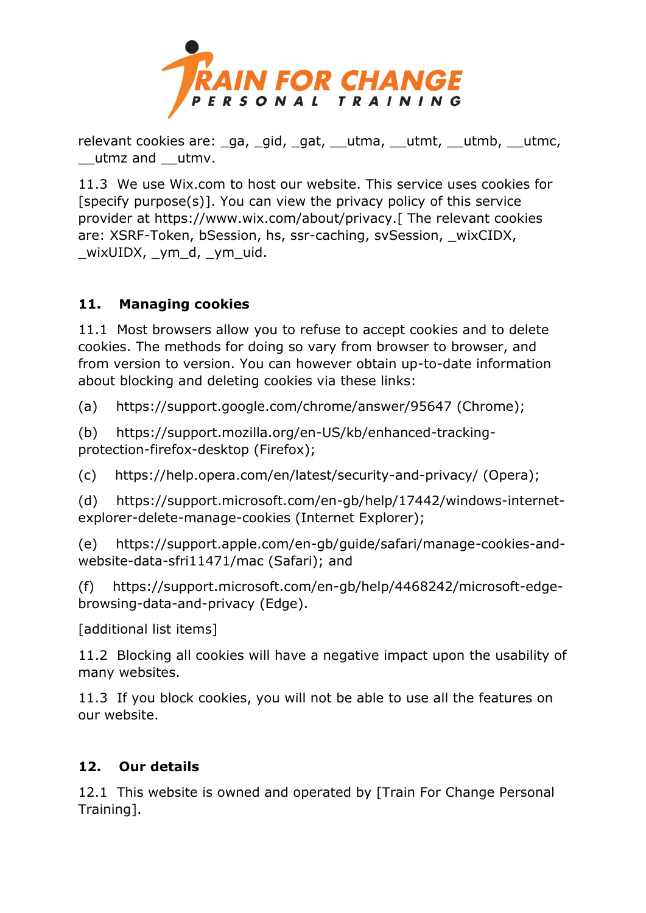relevant cookies are: _ga, _gid, _gat, __utma, __utmt, __utmb, __utmc, __utmz and __utmv.

11.3 We use Wix.com to host our website. This service uses cookies for [specify purpose(s)]. You can view the privacy policy of this service provider at https://www.wix.com/about/privacy.[ The relevant cookies are: XSRF-Token, bSession, hs, ssr-caching, svSession, _wixCIDX, _wixUIDX, _ym_d, _ym_uid.

## 11. Managing cookies

11.1 Most browsers allow you to refuse to accept cookies and to delete cookies. The methods for doing so vary from browser to browser, and from version to version. You can however obtain up-to-date information about blocking and deleting cookies via these links:

(a) https://support.google.com/chrome/answer/95647 (Chrome);

(b) https://support.mozilla.org/en-US/kb/enhanced-tracking-protection-firefox-desktop (Firefox);

(c) https://help.opera.com/en/latest/security-and-privacy/ (Opera);

(d) https://support.microsoft.com/en-gb/help/17442/windows-internet-explorer-delete-manage-cookies (Internet Explorer);

(e) https://support.apple.com/en-gb/guide/safari/manage-cookies-and-website-data-sfri11471/mac (Safari); and

(f) https://support.microsoft.com/en-gb/help/4468242/microsoft-edge-browsing-data-and-privacy (Edge).

[additional list items]

11.2 Blocking all cookies will have a negative impact upon the usability of many websites.

11.3 If you block cookies, you will not be able to use all the features on our website.

## 12. Our details

12.1 This website is owned and operated by [Train For Change Personal Training].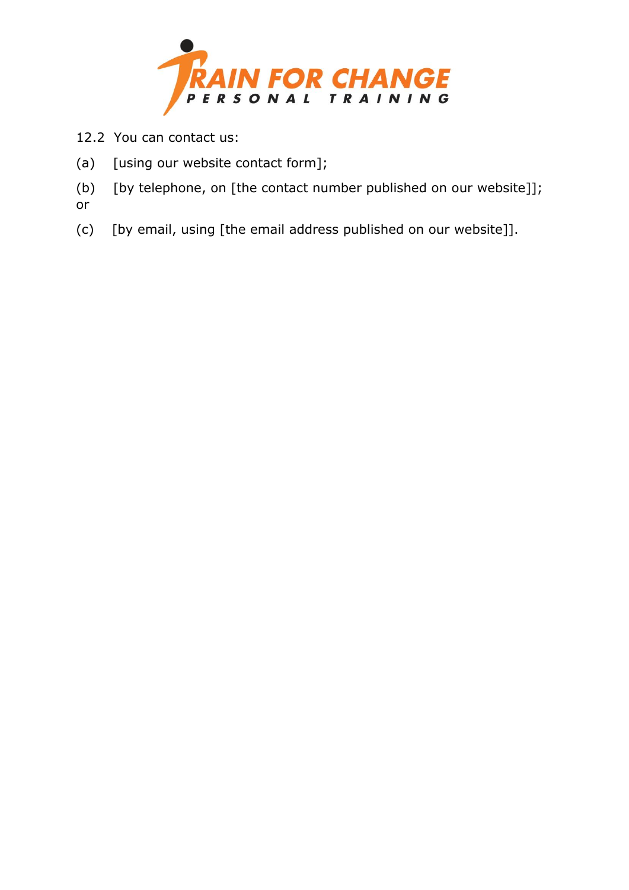12.2 You can contact us:

(a) [using our website contact form];

(b) [by telephone, on [the contact number published on our website]]; or

(c) [by email, using [the email address published on our website]].